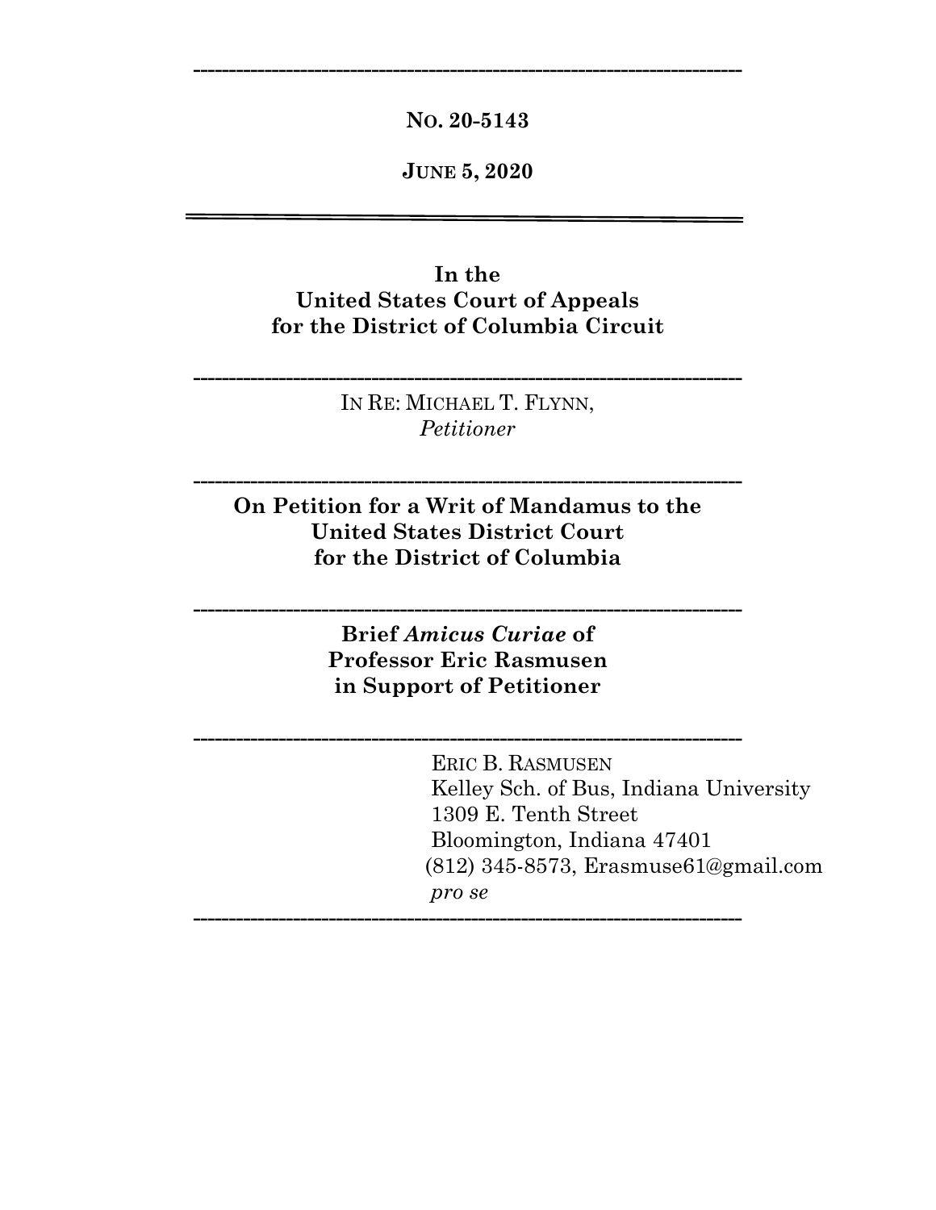---

**NO. 20-5143**

**JUNE 5, 2020**

---

**In the**
**United States Court of Appeals**
**for the District of Columbia Circuit**

---

IN RE: MICHAEL T. FLYNN,
*Petitioner*

---

**On Petition for a Writ of Mandamus to the**
**United States District Court**
**for the District of Columbia**

---

**Brief *Amicus Curiae* of**
**Professor Eric Rasmusen**
**in Support of Petitioner**

---

ERIC B. RASMUSEN
Kelley Sch. of Bus, Indiana University
1309 E. Tenth Street
Bloomington, Indiana 47401
(812) 345-8573, Erasmuse61@gmail.com
*pro se*

---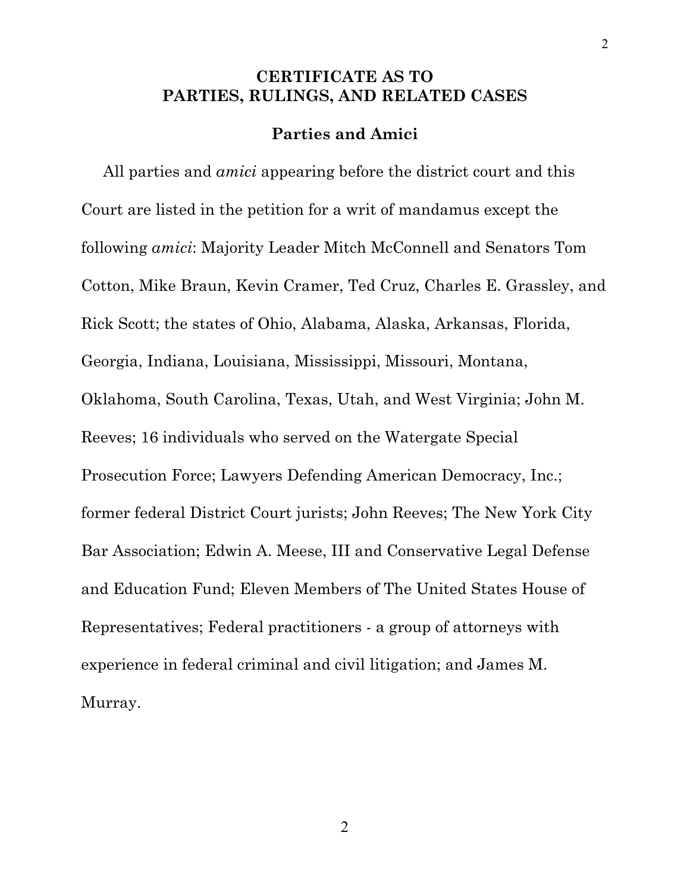# CERTIFICATE AS TO PARTIES, RULINGS, AND RELATED CASES

## Parties and Amici

All parties and *amici* appearing before the district court and this Court are listed in the petition for a writ of mandamus except the following *amici*: Majority Leader Mitch McConnell and Senators Tom Cotton, Mike Braun, Kevin Cramer, Ted Cruz, Charles E. Grassley, and Rick Scott; the states of Ohio, Alabama, Alaska, Arkansas, Florida, Georgia, Indiana, Louisiana, Mississippi, Missouri, Montana, Oklahoma, South Carolina, Texas, Utah, and West Virginia; John M. Reeves; 16 individuals who served on the Watergate Special Prosecution Force; Lawyers Defending American Democracy, Inc.; former federal District Court jurists; John Reeves; The New York City Bar Association; Edwin A. Meese, III and Conservative Legal Defense and Education Fund; Eleven Members of The United States House of Representatives; Federal practitioners - a group of attorneys with experience in federal criminal and civil litigation; and James M. Murray.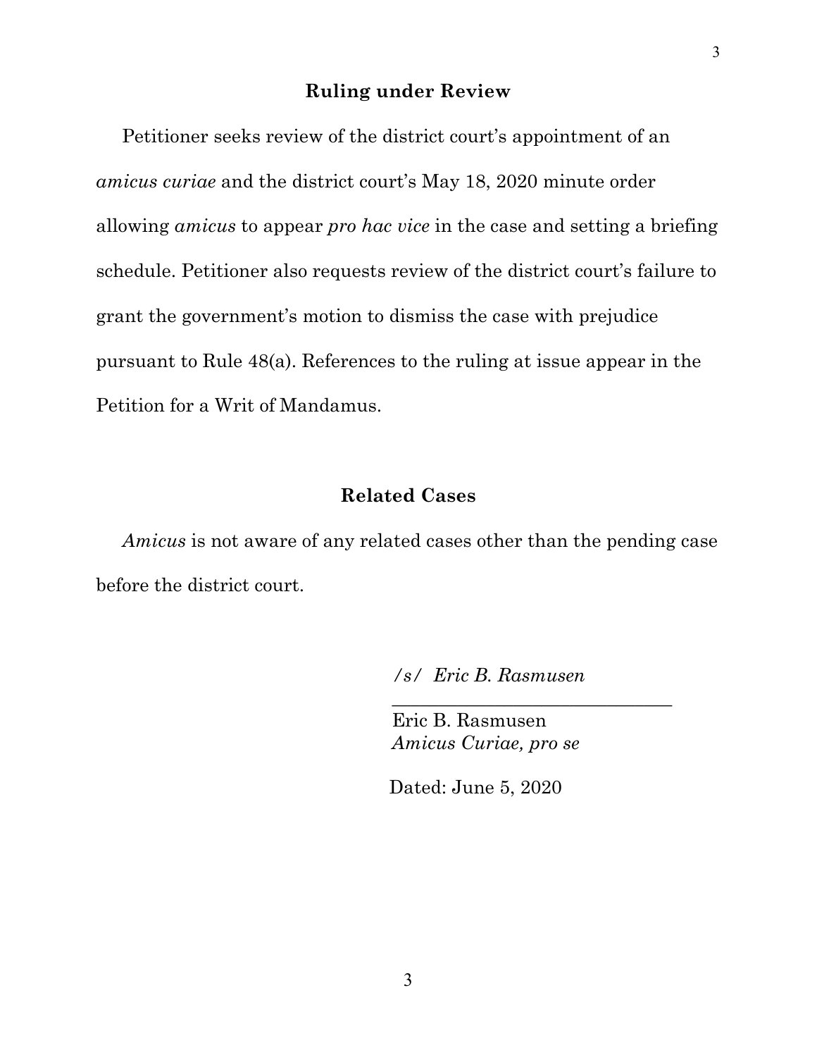## Ruling under Review

Petitioner seeks review of the district court's appointment of an *amicus curiae* and the district court's May 18, 2020 minute order allowing *amicus* to appear *pro hac vice* in the case and setting a briefing schedule. Petitioner also requests review of the district court's failure to grant the government's motion to dismiss the case with prejudice pursuant to Rule 48(a). References to the ruling at issue appear in the Petition for a Writ of Mandamus.

## Related Cases

*Amicus* is not aware of any related cases other than the pending case before the district court.

*/s/ Eric B. Rasmusen*

Eric B. Rasmusen
*Amicus Curiae, pro se*

Dated: June 5, 2020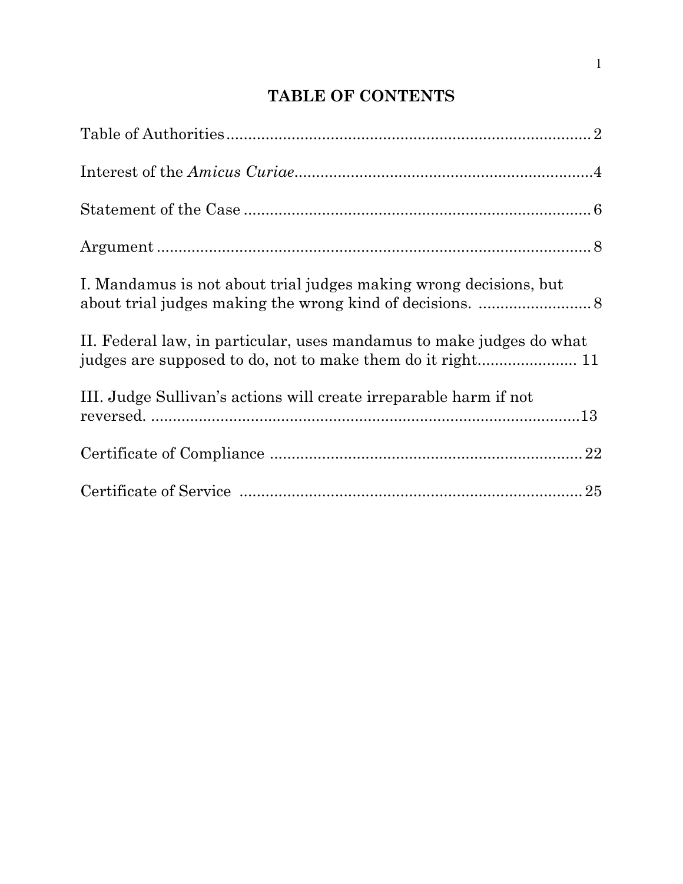# TABLE OF CONTENTS

Table of Authorities .................................................................................. 2

Interest of the *Amicus Curiae*.................................................................... 4

Statement of the Case ............................................................................... 6

Argument ................................................................................................... 8

I. Mandamus is not about trial judges making wrong decisions, but about trial judges making the wrong kind of decisions. ......................... 8

II. Federal law, in particular, uses mandamus to make judges do what judges are supposed to do, not to make them do it right...................... 11

III. Judge Sullivan's actions will create irreparable harm if not reversed. ..................................................................................................13

Certificate of Compliance ....................................................................... 22

Certificate of Service .............................................................................. 25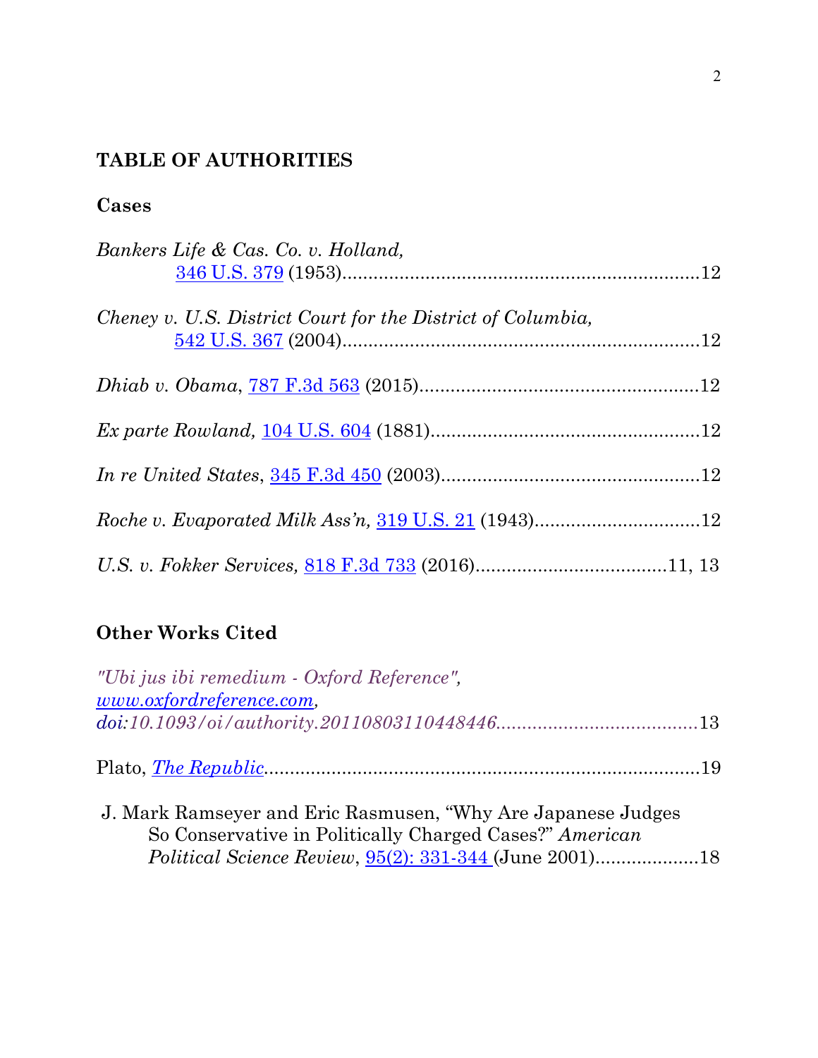## TABLE OF AUTHORITIES

### Cases

*Bankers Life & Cas. Co. v. Holland,*
346 U.S. 379 (1953).....................................................................12

*Cheney v. U.S. District Court for the District of Columbia,*
542 U.S. 367 (2004).....................................................................12

*Dhiab v. Obama*, 787 F.3d 563 (2015).....................................................12

*Ex parte Rowland,* 104 U.S. 604 (1881)...................................................12

*In re United States*, 345 F.3d 450 (2003).................................................12

*Roche v. Evaporated Milk Ass'n,* 319 U.S. 21 (1943)...............................12

*U.S. v. Fokker Services,* 818 F.3d 733 (2016)....................................11, 13

### Other Works Cited

*"Ubi jus ibi remedium - Oxford Reference", www.oxfordreference.com, doi:10.1093/oi/authority.20110803110448446*......................................13

Plato, *The Republic*....................................................................................19

J. Mark Ramseyer and Eric Rasmusen, "Why Are Japanese Judges So Conservative in Politically Charged Cases?" *American Political Science Review*, 95(2): 331-344 (June 2001)....................18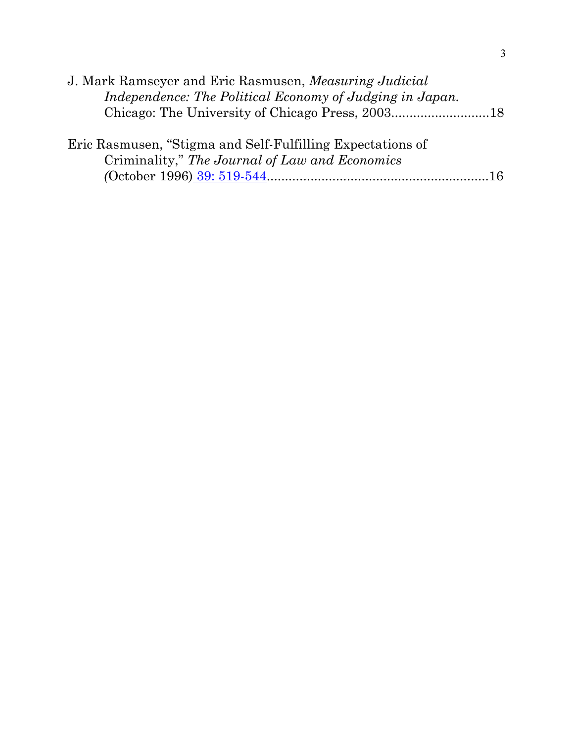J. Mark Ramseyer and Eric Rasmusen, *Measuring Judicial Independence: The Political Economy of Judging in Japan.* Chicago: The University of Chicago Press, 2003...........................18

Eric Rasmusen, "Stigma and Self-Fulfilling Expectations of Criminality," *The Journal of Law and Economics* (October 1996) 39: 519-544.............................................................16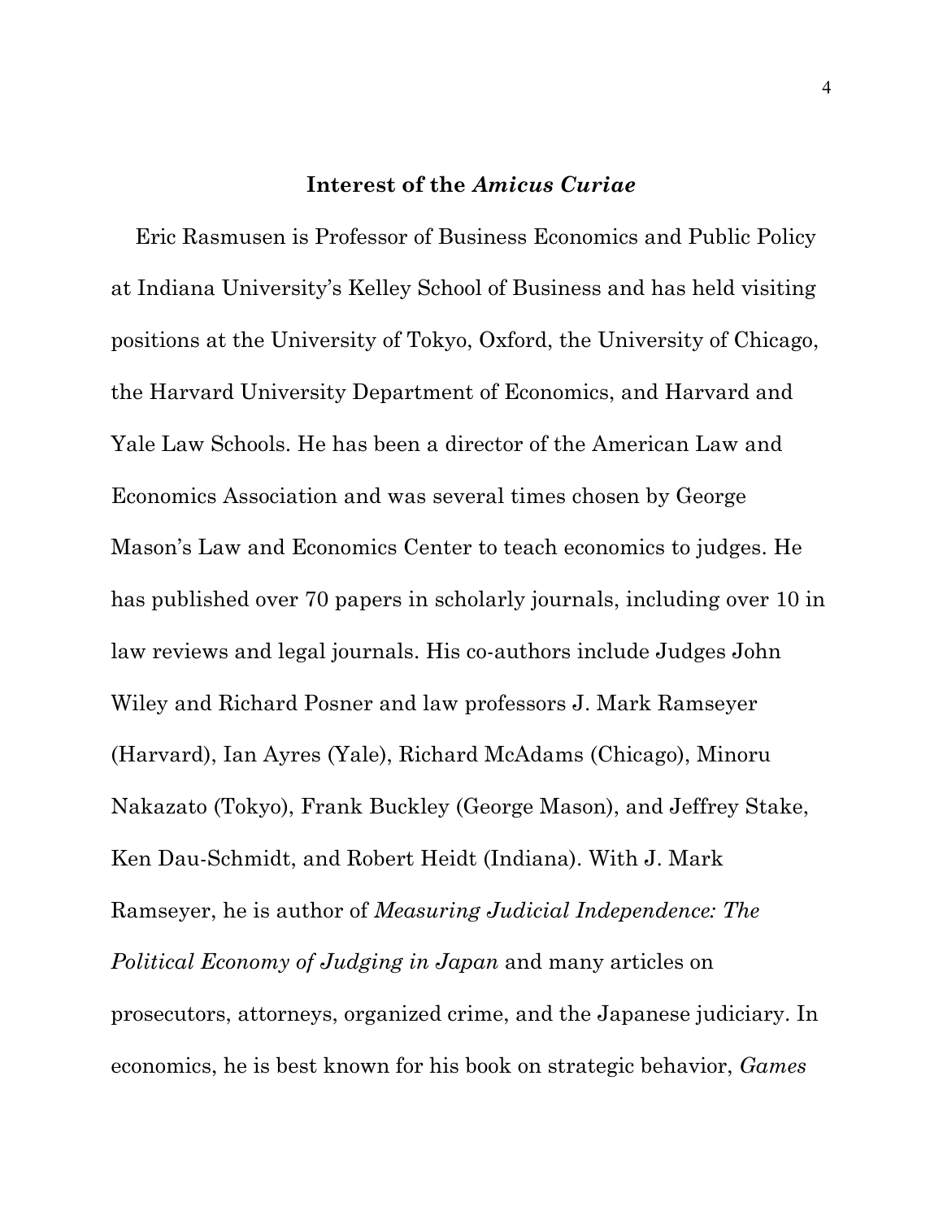## Interest of the *Amicus Curiae*

Eric Rasmusen is Professor of Business Economics and Public Policy at Indiana University's Kelley School of Business and has held visiting positions at the University of Tokyo, Oxford, the University of Chicago, the Harvard University Department of Economics, and Harvard and Yale Law Schools. He has been a director of the American Law and Economics Association and was several times chosen by George Mason's Law and Economics Center to teach economics to judges. He has published over 70 papers in scholarly journals, including over 10 in law reviews and legal journals. His co-authors include Judges John Wiley and Richard Posner and law professors J. Mark Ramseyer (Harvard), Ian Ayres (Yale), Richard McAdams (Chicago), Minoru Nakazato (Tokyo), Frank Buckley (George Mason), and Jeffrey Stake, Ken Dau-Schmidt, and Robert Heidt (Indiana). With J. Mark Ramseyer, he is author of *Measuring Judicial Independence: The Political Economy of Judging in Japan* and many articles on prosecutors, attorneys, organized crime, and the Japanese judiciary. In economics, he is best known for his book on strategic behavior, *Games*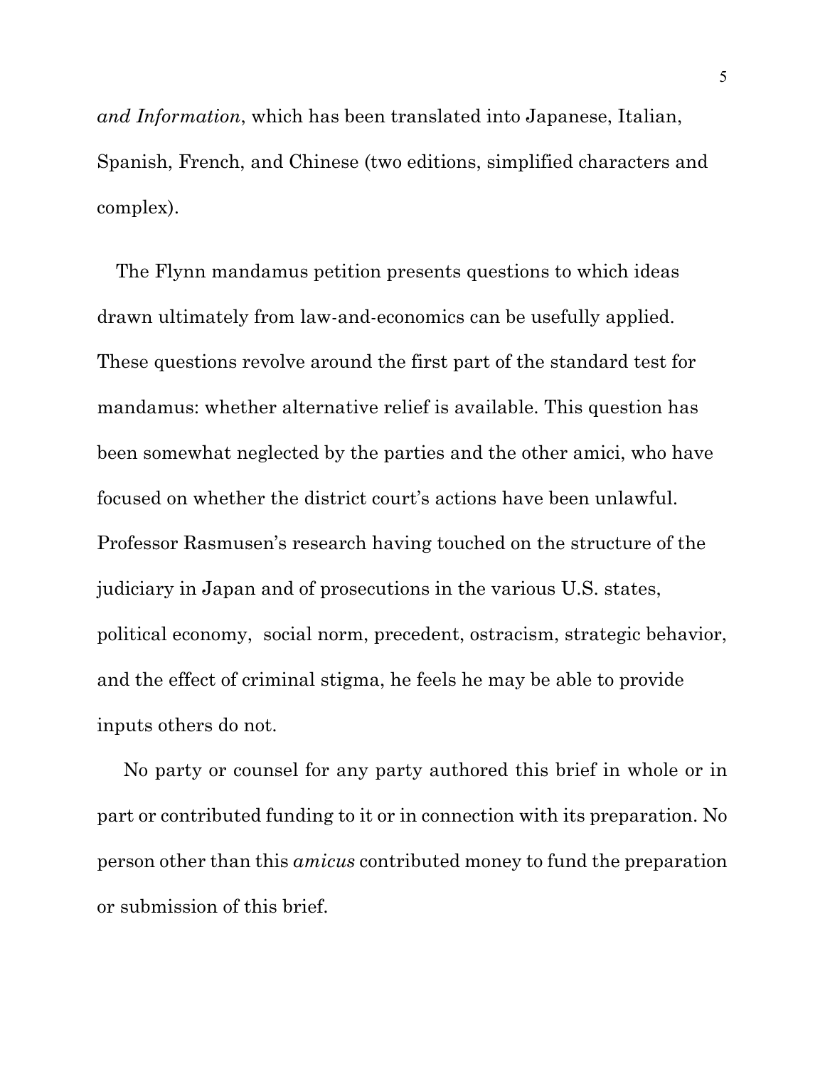*and Information*, which has been translated into Japanese, Italian, Spanish, French, and Chinese (two editions, simplified characters and complex).

The Flynn mandamus petition presents questions to which ideas drawn ultimately from law-and-economics can be usefully applied. These questions revolve around the first part of the standard test for mandamus: whether alternative relief is available. This question has been somewhat neglected by the parties and the other amici, who have focused on whether the district court's actions have been unlawful. Professor Rasmusen's research having touched on the structure of the judiciary in Japan and of prosecutions in the various U.S. states, political economy, social norm, precedent, ostracism, strategic behavior, and the effect of criminal stigma, he feels he may be able to provide inputs others do not.

No party or counsel for any party authored this brief in whole or in part or contributed funding to it or in connection with its preparation. No person other than this *amicus* contributed money to fund the preparation or submission of this brief.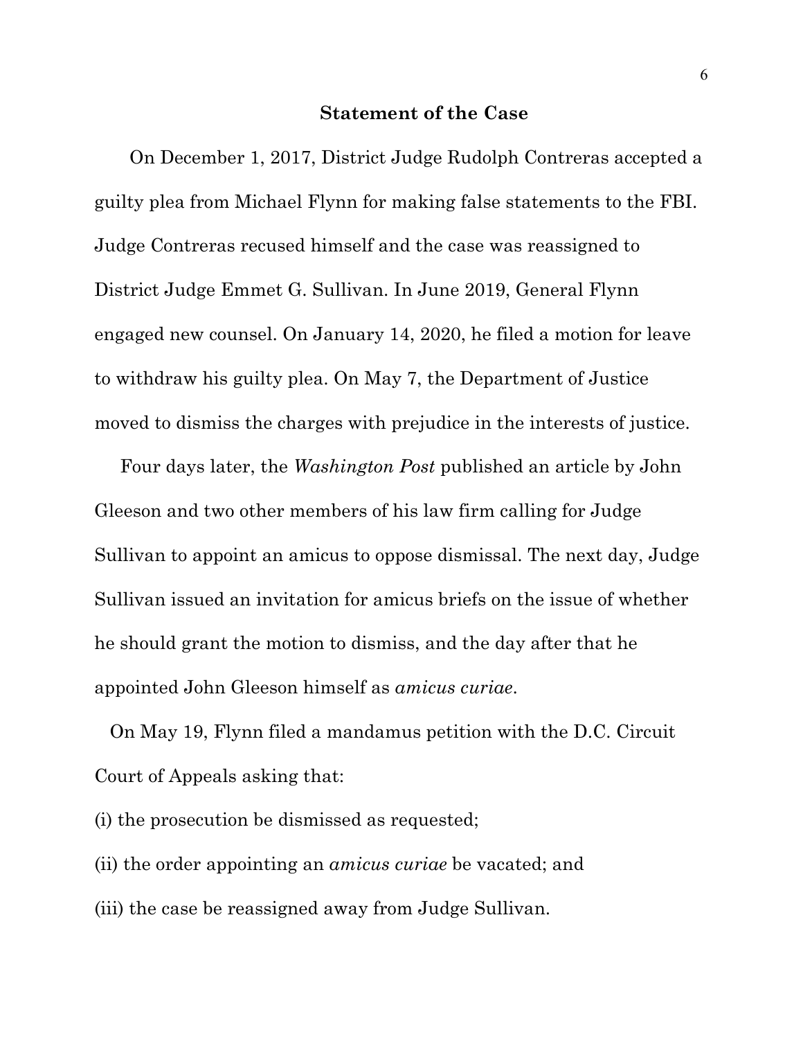## Statement of the Case

On December 1, 2017, District Judge Rudolph Contreras accepted a guilty plea from Michael Flynn for making false statements to the FBI. Judge Contreras recused himself and the case was reassigned to District Judge Emmet G. Sullivan. In June 2019, General Flynn engaged new counsel. On January 14, 2020, he filed a motion for leave to withdraw his guilty plea. On May 7, the Department of Justice moved to dismiss the charges with prejudice in the interests of justice.

Four days later, the *Washington Post* published an article by John Gleeson and two other members of his law firm calling for Judge Sullivan to appoint an amicus to oppose dismissal. The next day, Judge Sullivan issued an invitation for amicus briefs on the issue of whether he should grant the motion to dismiss, and the day after that he appointed John Gleeson himself as *amicus curiae*.

On May 19, Flynn filed a mandamus petition with the D.C. Circuit Court of Appeals asking that:

(i) the prosecution be dismissed as requested;

(ii) the order appointing an *amicus curiae* be vacated; and

(iii) the case be reassigned away from Judge Sullivan.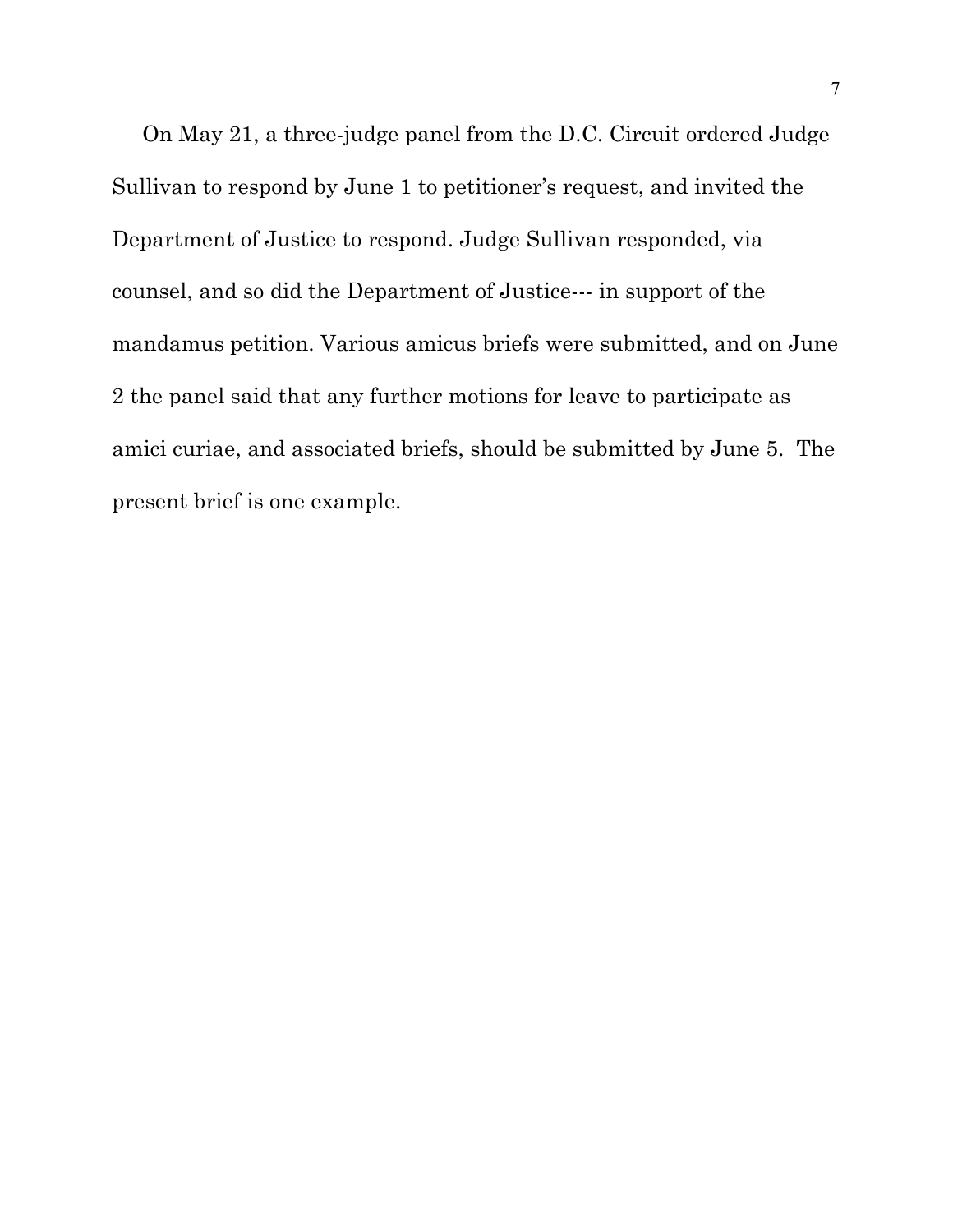On May 21, a three-judge panel from the D.C. Circuit ordered Judge Sullivan to respond by June 1 to petitioner's request, and invited the Department of Justice to respond. Judge Sullivan responded, via counsel, and so did the Department of Justice--- in support of the mandamus petition. Various amicus briefs were submitted, and on June 2 the panel said that any further motions for leave to participate as amici curiae, and associated briefs, should be submitted by June 5. The present brief is one example.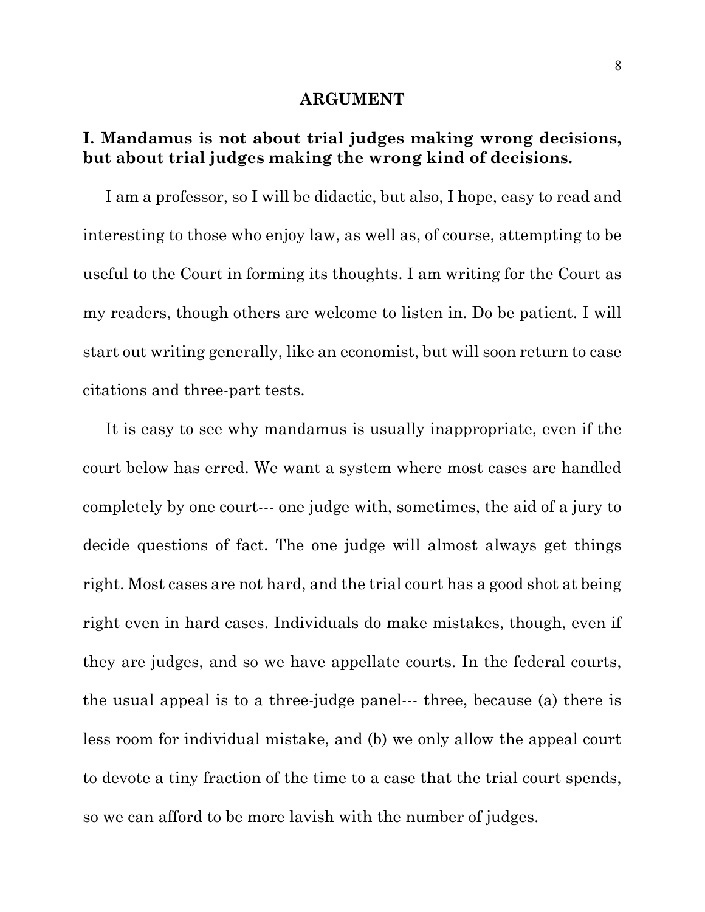## ARGUMENT

### I. Mandamus is not about trial judges making wrong decisions, but about trial judges making the wrong kind of decisions.

I am a professor, so I will be didactic, but also, I hope, easy to read and interesting to those who enjoy law, as well as, of course, attempting to be useful to the Court in forming its thoughts. I am writing for the Court as my readers, though others are welcome to listen in. Do be patient. I will start out writing generally, like an economist, but will soon return to case citations and three-part tests.

It is easy to see why mandamus is usually inappropriate, even if the court below has erred. We want a system where most cases are handled completely by one court--- one judge with, sometimes, the aid of a jury to decide questions of fact. The one judge will almost always get things right. Most cases are not hard, and the trial court has a good shot at being right even in hard cases. Individuals do make mistakes, though, even if they are judges, and so we have appellate courts. In the federal courts, the usual appeal is to a three-judge panel--- three, because (a) there is less room for individual mistake, and (b) we only allow the appeal court to devote a tiny fraction of the time to a case that the trial court spends, so we can afford to be more lavish with the number of judges.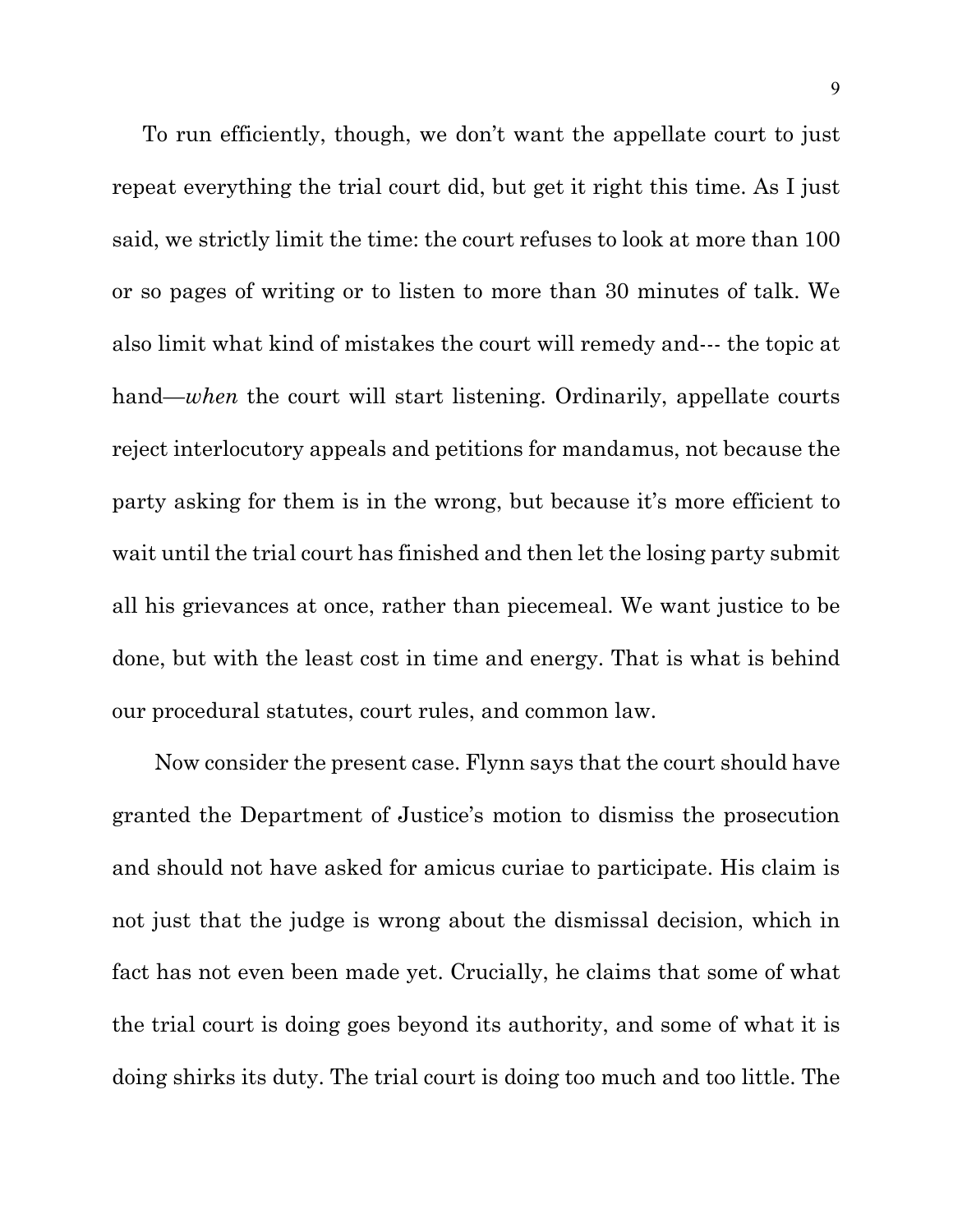To run efficiently, though, we don't want the appellate court to just repeat everything the trial court did, but get it right this time. As I just said, we strictly limit the time: the court refuses to look at more than 100 or so pages of writing or to listen to more than 30 minutes of talk. We also limit what kind of mistakes the court will remedy and--- the topic at hand—*when* the court will start listening. Ordinarily, appellate courts reject interlocutory appeals and petitions for mandamus, not because the party asking for them is in the wrong, but because it's more efficient to wait until the trial court has finished and then let the losing party submit all his grievances at once, rather than piecemeal. We want justice to be done, but with the least cost in time and energy. That is what is behind our procedural statutes, court rules, and common law.

Now consider the present case. Flynn says that the court should have granted the Department of Justice's motion to dismiss the prosecution and should not have asked for amicus curiae to participate. His claim is not just that the judge is wrong about the dismissal decision, which in fact has not even been made yet. Crucially, he claims that some of what the trial court is doing goes beyond its authority, and some of what it is doing shirks its duty. The trial court is doing too much and too little. The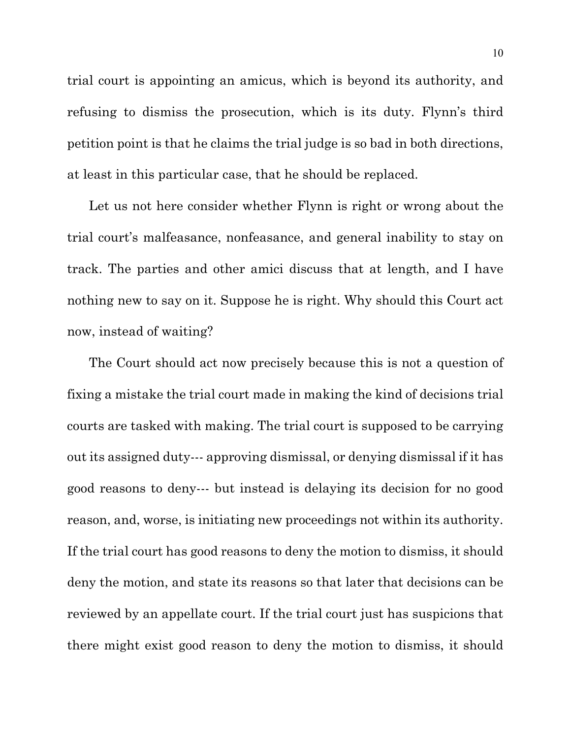trial court is appointing an amicus, which is beyond its authority, and refusing to dismiss the prosecution, which is its duty. Flynn's third petition point is that he claims the trial judge is so bad in both directions, at least in this particular case, that he should be replaced.

Let us not here consider whether Flynn is right or wrong about the trial court's malfeasance, nonfeasance, and general inability to stay on track. The parties and other amici discuss that at length, and I have nothing new to say on it. Suppose he is right. Why should this Court act now, instead of waiting?

The Court should act now precisely because this is not a question of fixing a mistake the trial court made in making the kind of decisions trial courts are tasked with making. The trial court is supposed to be carrying out its assigned duty--- approving dismissal, or denying dismissal if it has good reasons to deny--- but instead is delaying its decision for no good reason, and, worse, is initiating new proceedings not within its authority. If the trial court has good reasons to deny the motion to dismiss, it should deny the motion, and state its reasons so that later that decisions can be reviewed by an appellate court. If the trial court just has suspicions that there might exist good reason to deny the motion to dismiss, it should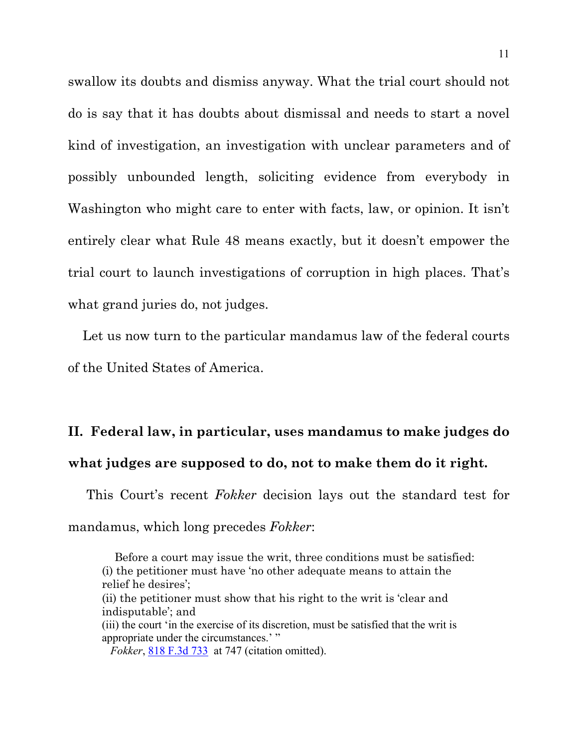swallow its doubts and dismiss anyway. What the trial court should not do is say that it has doubts about dismissal and needs to start a novel kind of investigation, an investigation with unclear parameters and of possibly unbounded length, soliciting evidence from everybody in Washington who might care to enter with facts, law, or opinion. It isn't entirely clear what Rule 48 means exactly, but it doesn't empower the trial court to launch investigations of corruption in high places. That's what grand juries do, not judges.

Let us now turn to the particular mandamus law of the federal courts of the United States of America.

## II. Federal law, in particular, uses mandamus to make judges do what judges are supposed to do, not to make them do it right.

This Court's recent *Fokker* decision lays out the standard test for mandamus, which long precedes *Fokker*:

> Before a court may issue the writ, three conditions must be satisfied:
> (i) the petitioner must have 'no other adequate means to attain the relief he desires';
> (ii) the petitioner must show that his right to the writ is 'clear and indisputable'; and
> (iii) the court 'in the exercise of its discretion, must be satisfied that the writ is appropriate under the circumstances.' "
> *Fokker*, 818 F.3d 733 at 747 (citation omitted).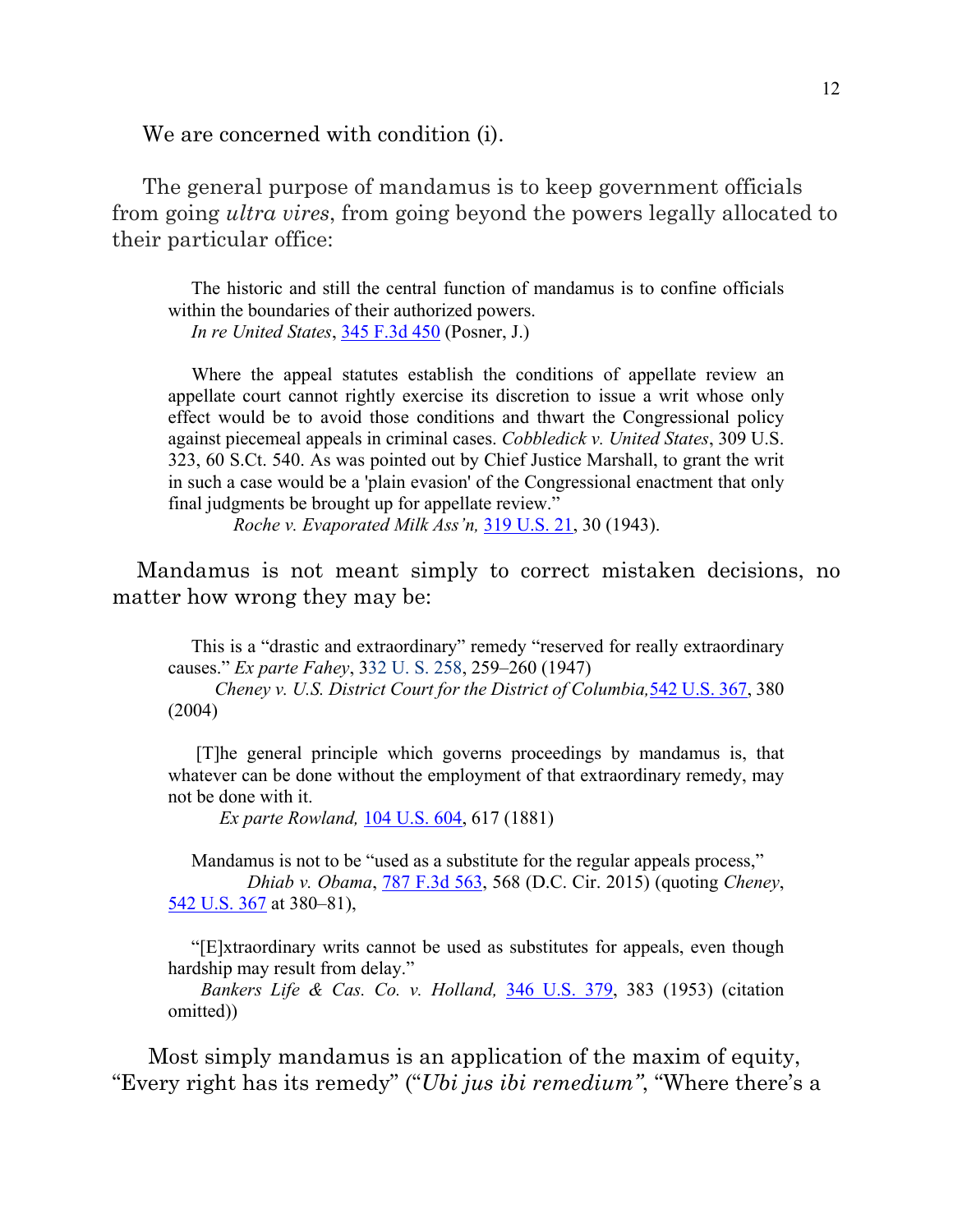We are concerned with condition (i).

The general purpose of mandamus is to keep government officials from going *ultra vires*, from going beyond the powers legally allocated to their particular office:

> The historic and still the central function of mandamus is to confine officials within the boundaries of their authorized powers.
> *In re United States*, 345 F.3d 450 (Posner, J.)

> Where the appeal statutes establish the conditions of appellate review an appellate court cannot rightly exercise its discretion to issue a writ whose only effect would be to avoid those conditions and thwart the Congressional policy against piecemeal appeals in criminal cases. *Cobbledick v. United States*, 309 U.S. 323, 60 S.Ct. 540. As was pointed out by Chief Justice Marshall, to grant the writ in such a case would be a 'plain evasion' of the Congressional enactment that only final judgments be brought up for appellate review."
> *Roche v. Evaporated Milk Ass'n,* 319 U.S. 21, 30 (1943).

Mandamus is not meant simply to correct mistaken decisions, no matter how wrong they may be:

> This is a "drastic and extraordinary" remedy "reserved for really extraordinary causes." *Ex parte Fahey*, 332 U. S. 258, 259–260 (1947)
> *Cheney v. U.S. District Court for the District of Columbia,* 542 U.S. 367, 380 (2004)

> [T]he general principle which governs proceedings by mandamus is, that whatever can be done without the employment of that extraordinary remedy, may not be done with it.
> *Ex parte Rowland,* 104 U.S. 604, 617 (1881)

> Mandamus is not to be "used as a substitute for the regular appeals process,"
> *Dhiab v. Obama*, 787 F.3d 563, 568 (D.C. Cir. 2015) (quoting *Cheney*, 542 U.S. 367 at 380–81),

> "[E]xtraordinary writs cannot be used as substitutes for appeals, even though hardship may result from delay."
> *Bankers Life & Cas. Co. v. Holland,* 346 U.S. 379, 383 (1953) (citation omitted))

Most simply mandamus is an application of the maxim of equity, "Every right has its remedy" ("*Ubi jus ibi remedium"*, "Where there's a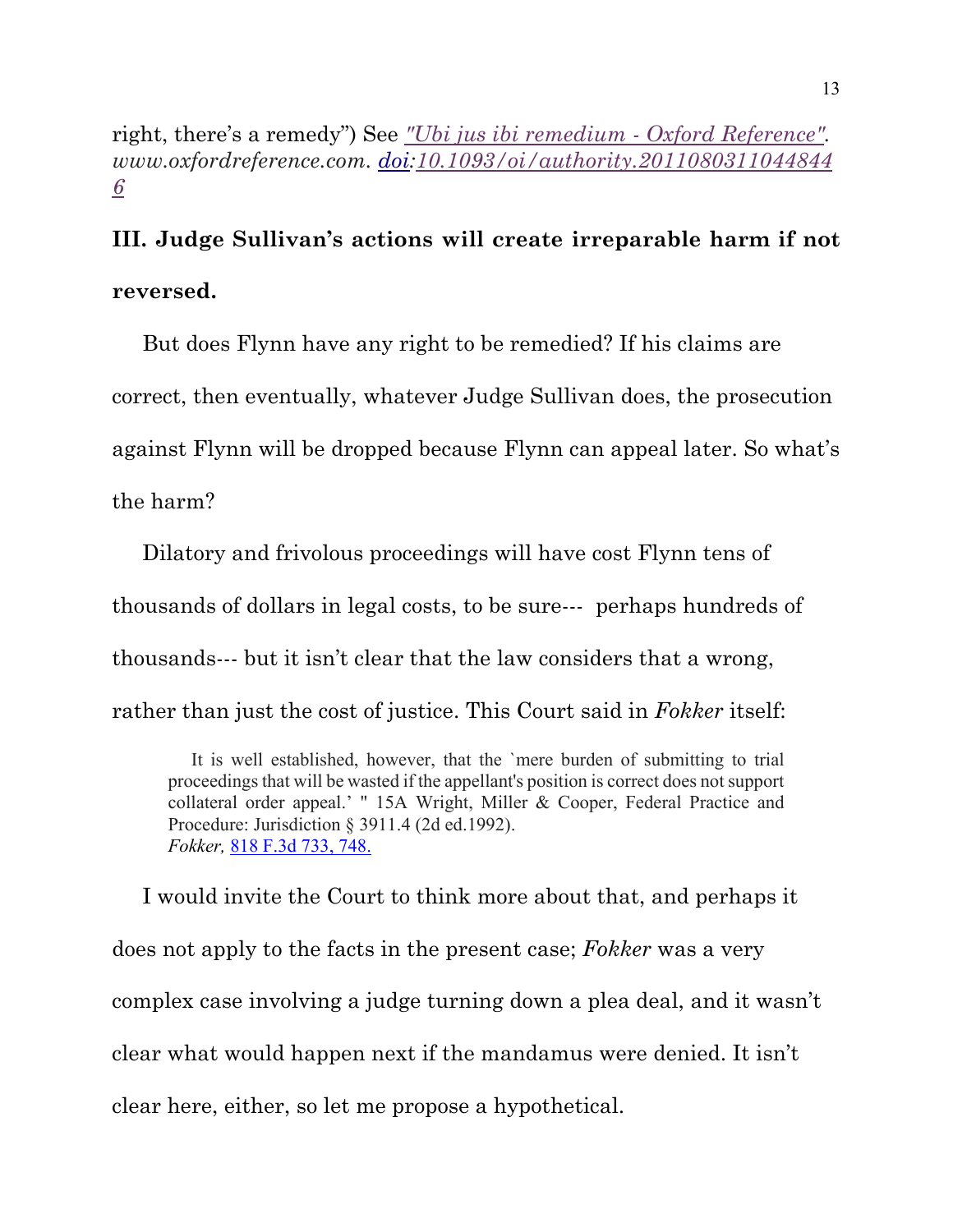right, there's a remedy") See *["Ubi jus ibi remedium - Oxford Reference"](https://www.oxfordreference.com). www.oxfordreference.com. [doi](https://doi.org):[10.1093/oi/authority.20110803110448446](https://doi.org/10.1093/oi/authority.20110803110448446)*

## III. Judge Sullivan's actions will create irreparable harm if not reversed.

But does Flynn have any right to be remedied? If his claims are correct, then eventually, whatever Judge Sullivan does, the prosecution against Flynn will be dropped because Flynn can appeal later. So what's the harm?

Dilatory and frivolous proceedings will have cost Flynn tens of thousands of dollars in legal costs, to be sure--- perhaps hundreds of thousands--- but it isn't clear that the law considers that a wrong, rather than just the cost of justice. This Court said in *Fokker* itself:

> It is well established, however, that the `mere burden of submitting to trial proceedings that will be wasted if the appellant's position is correct does not support collateral order appeal.' " 15A Wright, Miller & Cooper, Federal Practice and Procedure: Jurisdiction § 3911.4 (2d ed.1992).
> *Fokker,* 818 F.3d 733, 748.

I would invite the Court to think more about that, and perhaps it does not apply to the facts in the present case; *Fokker* was a very complex case involving a judge turning down a plea deal, and it wasn't clear what would happen next if the mandamus were denied. It isn't clear here, either, so let me propose a hypothetical.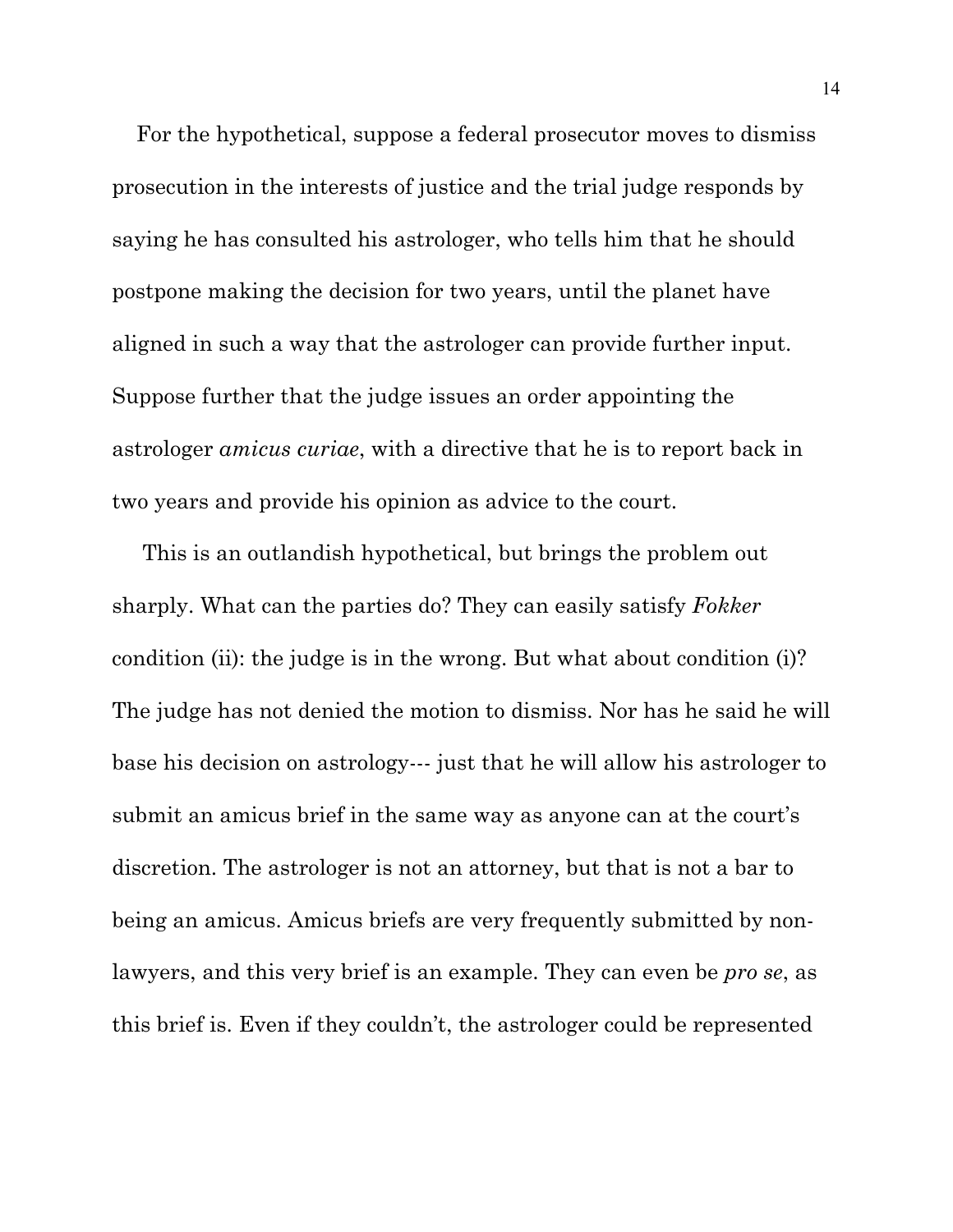For the hypothetical, suppose a federal prosecutor moves to dismiss prosecution in the interests of justice and the trial judge responds by saying he has consulted his astrologer, who tells him that he should postpone making the decision for two years, until the planet have aligned in such a way that the astrologer can provide further input. Suppose further that the judge issues an order appointing the astrologer *amicus curiae*, with a directive that he is to report back in two years and provide his opinion as advice to the court.

This is an outlandish hypothetical, but brings the problem out sharply. What can the parties do? They can easily satisfy *Fokker* condition (ii): the judge is in the wrong. But what about condition (i)? The judge has not denied the motion to dismiss. Nor has he said he will base his decision on astrology--- just that he will allow his astrologer to submit an amicus brief in the same way as anyone can at the court's discretion. The astrologer is not an attorney, but that is not a bar to being an amicus. Amicus briefs are very frequently submitted by non-lawyers, and this very brief is an example. They can even be *pro se*, as this brief is. Even if they couldn't, the astrologer could be represented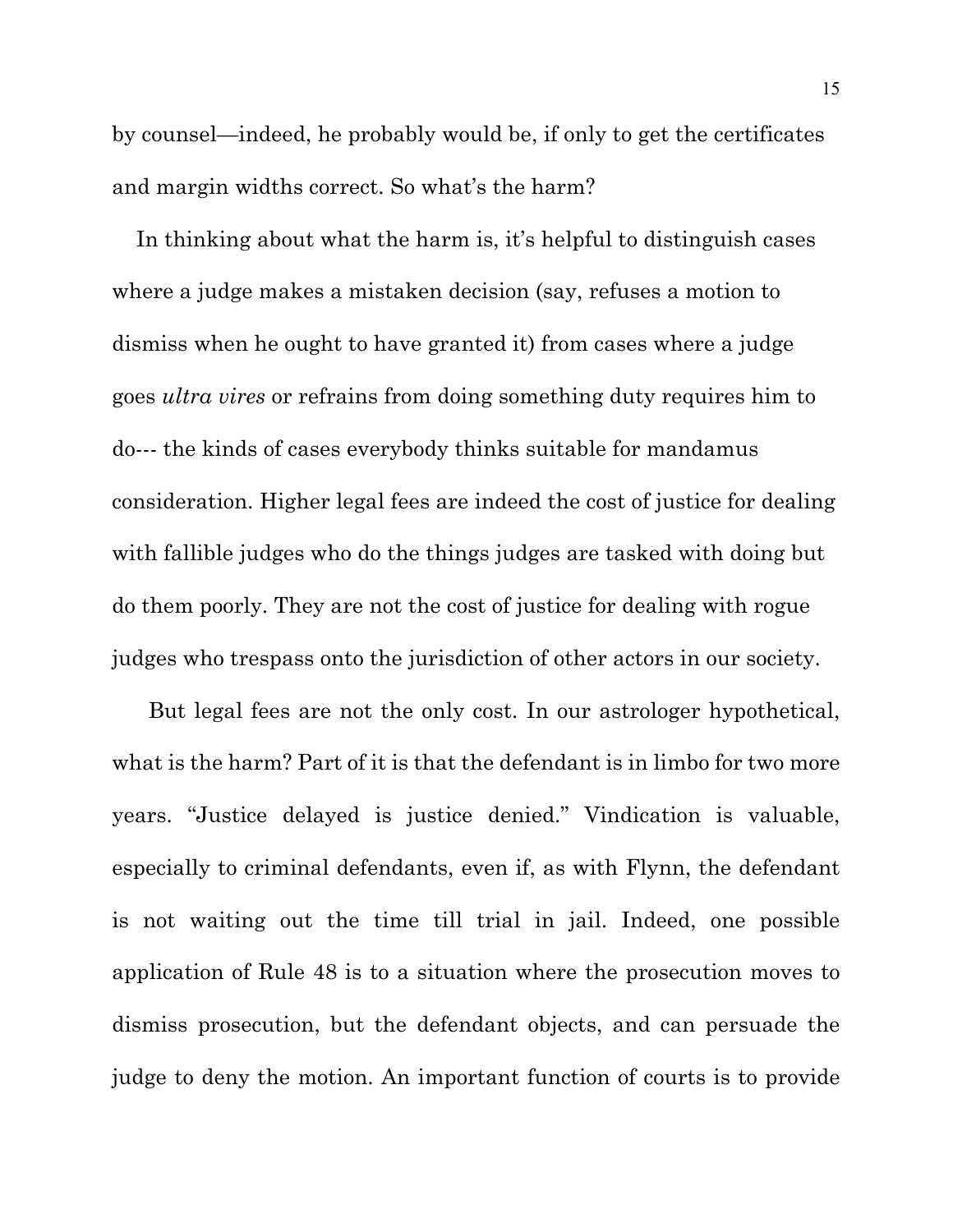by counsel—indeed, he probably would be, if only to get the certificates and margin widths correct. So what's the harm?

In thinking about what the harm is, it's helpful to distinguish cases where a judge makes a mistaken decision (say, refuses a motion to dismiss when he ought to have granted it) from cases where a judge goes *ultra vires* or refrains from doing something duty requires him to do--- the kinds of cases everybody thinks suitable for mandamus consideration. Higher legal fees are indeed the cost of justice for dealing with fallible judges who do the things judges are tasked with doing but do them poorly. They are not the cost of justice for dealing with rogue judges who trespass onto the jurisdiction of other actors in our society.

But legal fees are not the only cost. In our astrologer hypothetical, what is the harm? Part of it is that the defendant is in limbo for two more years. "Justice delayed is justice denied." Vindication is valuable, especially to criminal defendants, even if, as with Flynn, the defendant is not waiting out the time till trial in jail. Indeed, one possible application of Rule 48 is to a situation where the prosecution moves to dismiss prosecution, but the defendant objects, and can persuade the judge to deny the motion. An important function of courts is to provide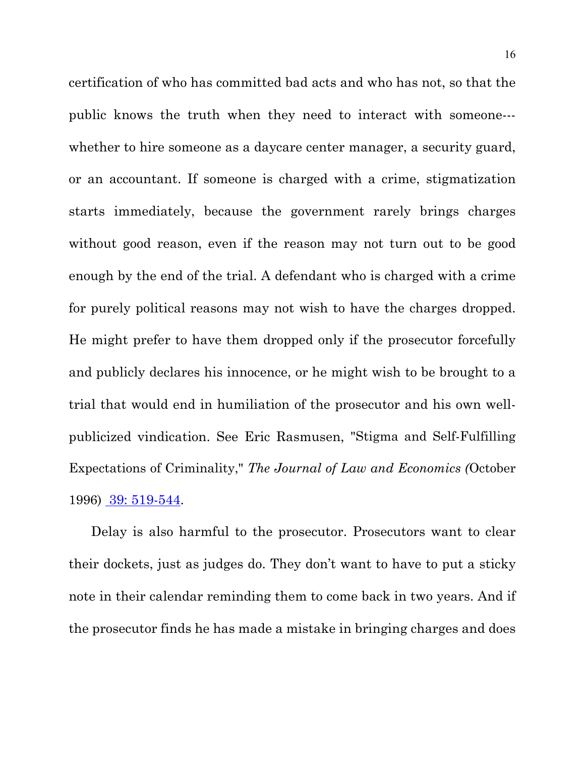certification of who has committed bad acts and who has not, so that the public knows the truth when they need to interact with someone---whether to hire someone as a daycare center manager, a security guard, or an accountant. If someone is charged with a crime, stigmatization starts immediately, because the government rarely brings charges without good reason, even if the reason may not turn out to be good enough by the end of the trial. A defendant who is charged with a crime for purely political reasons may not wish to have the charges dropped. He might prefer to have them dropped only if the prosecutor forcefully and publicly declares his innocence, or he might wish to be brought to a trial that would end in humiliation of the prosecutor and his own well-publicized vindication. See Eric Rasmusen, "Stigma and Self-Fulfilling Expectations of Criminality," *The Journal of Law and Economics (*October 1996) 39: 519-544.

Delay is also harmful to the prosecutor. Prosecutors want to clear their dockets, just as judges do. They don't want to have to put a sticky note in their calendar reminding them to come back in two years. And if the prosecutor finds he has made a mistake in bringing charges and does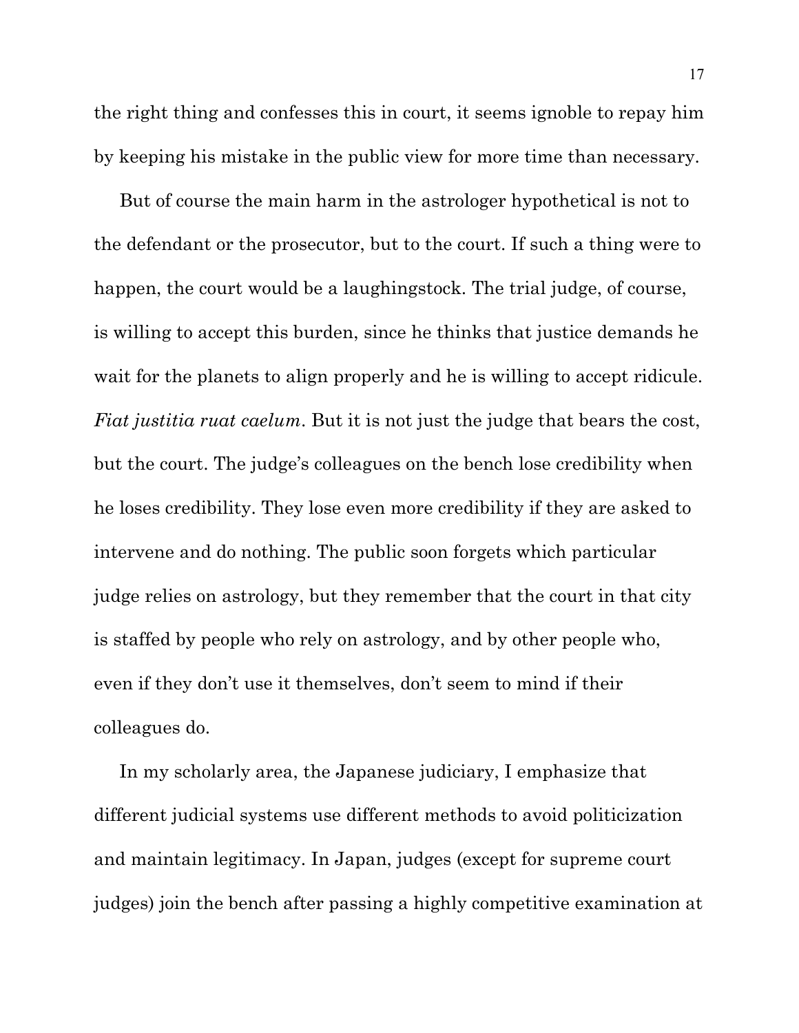the right thing and confesses this in court, it seems ignoble to repay him by keeping his mistake in the public view for more time than necessary.

But of course the main harm in the astrologer hypothetical is not to the defendant or the prosecutor, but to the court. If such a thing were to happen, the court would be a laughingstock. The trial judge, of course, is willing to accept this burden, since he thinks that justice demands he wait for the planets to align properly and he is willing to accept ridicule. *Fiat justitia ruat caelum*. But it is not just the judge that bears the cost, but the court. The judge's colleagues on the bench lose credibility when he loses credibility. They lose even more credibility if they are asked to intervene and do nothing. The public soon forgets which particular judge relies on astrology, but they remember that the court in that city is staffed by people who rely on astrology, and by other people who, even if they don't use it themselves, don't seem to mind if their colleagues do.

In my scholarly area, the Japanese judiciary, I emphasize that different judicial systems use different methods to avoid politicization and maintain legitimacy. In Japan, judges (except for supreme court judges) join the bench after passing a highly competitive examination at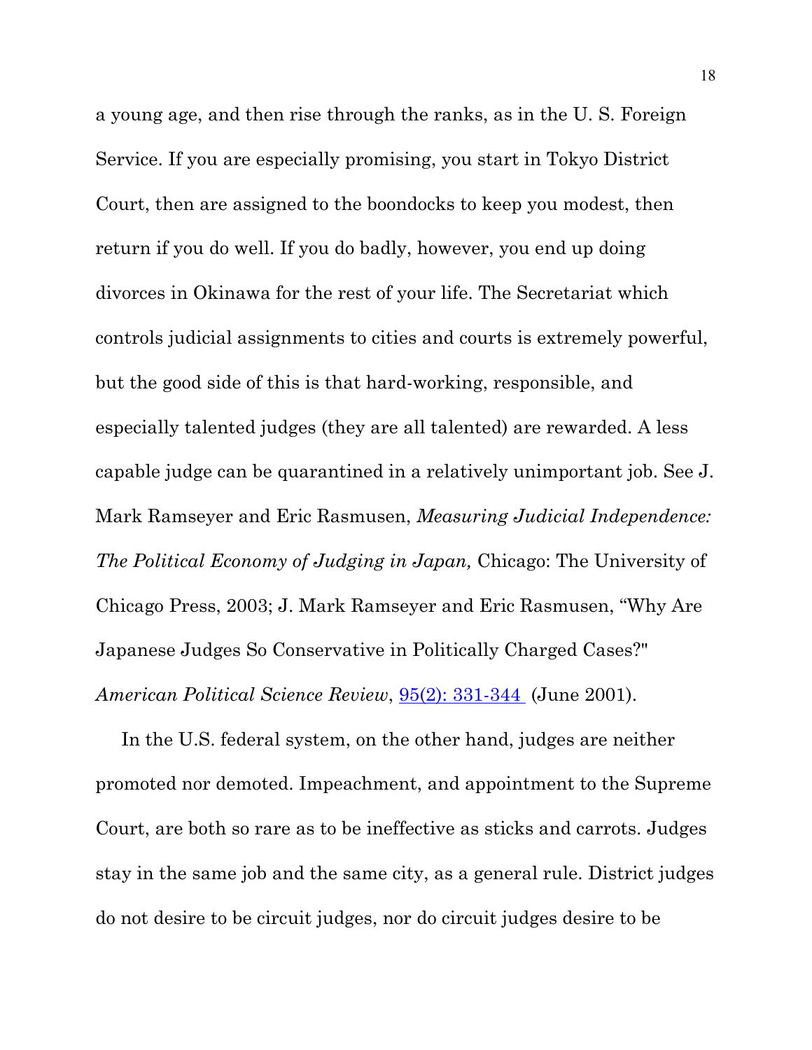a young age, and then rise through the ranks, as in the U. S. Foreign Service. If you are especially promising, you start in Tokyo District Court, then are assigned to the boondocks to keep you modest, then return if you do well. If you do badly, however, you end up doing divorces in Okinawa for the rest of your life. The Secretariat which controls judicial assignments to cities and courts is extremely powerful, but the good side of this is that hard-working, responsible, and especially talented judges (they are all talented) are rewarded. A less capable judge can be quarantined in a relatively unimportant job. See J. Mark Ramseyer and Eric Rasmusen, *Measuring Judicial Independence: The Political Economy of Judging in Japan,* Chicago: The University of Chicago Press, 2003; J. Mark Ramseyer and Eric Rasmusen, "Why Are Japanese Judges So Conservative in Politically Charged Cases?" *American Political Science Review*, 95(2): 331-344 (June 2001).

In the U.S. federal system, on the other hand, judges are neither promoted nor demoted. Impeachment, and appointment to the Supreme Court, are both so rare as to be ineffective as sticks and carrots. Judges stay in the same job and the same city, as a general rule. District judges do not desire to be circuit judges, nor do circuit judges desire to be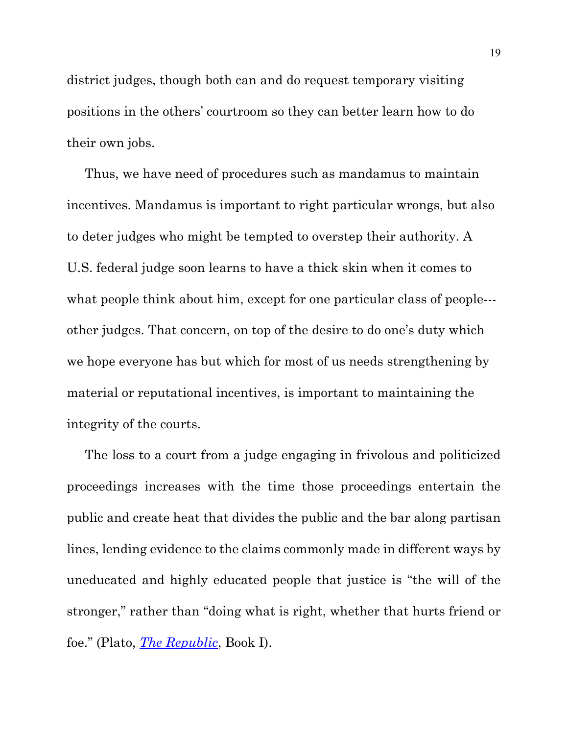district judges, though both can and do request temporary visiting positions in the others' courtroom so they can better learn how to do their own jobs.

Thus, we have need of procedures such as mandamus to maintain incentives. Mandamus is important to right particular wrongs, but also to deter judges who might be tempted to overstep their authority. A U.S. federal judge soon learns to have a thick skin when it comes to what people think about him, except for one particular class of people---other judges. That concern, on top of the desire to do one's duty which we hope everyone has but which for most of us needs strengthening by material or reputational incentives, is important to maintaining the integrity of the courts.

The loss to a court from a judge engaging in frivolous and politicized proceedings increases with the time those proceedings entertain the public and create heat that divides the public and the bar along partisan lines, lending evidence to the claims commonly made in different ways by uneducated and highly educated people that justice is "the will of the stronger," rather than "doing what is right, whether that hurts friend or foe." (Plato, *The Republic*, Book I).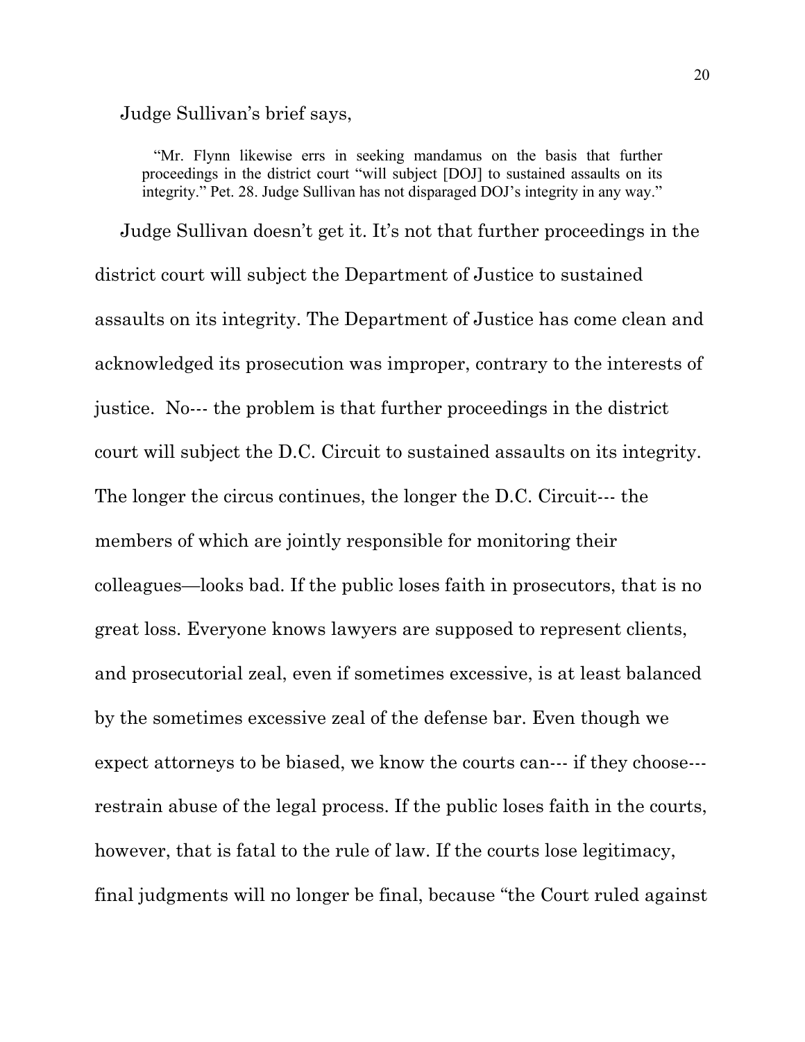Judge Sullivan's brief says,

> "Mr. Flynn likewise errs in seeking mandamus on the basis that further proceedings in the district court "will subject [DOJ] to sustained assaults on its integrity." Pet. 28. Judge Sullivan has not disparaged DOJ's integrity in any way."

Judge Sullivan doesn't get it. It's not that further proceedings in the district court will subject the Department of Justice to sustained assaults on its integrity. The Department of Justice has come clean and acknowledged its prosecution was improper, contrary to the interests of justice. No--- the problem is that further proceedings in the district court will subject the D.C. Circuit to sustained assaults on its integrity. The longer the circus continues, the longer the D.C. Circuit--- the members of which are jointly responsible for monitoring their colleagues—looks bad. If the public loses faith in prosecutors, that is no great loss. Everyone knows lawyers are supposed to represent clients, and prosecutorial zeal, even if sometimes excessive, is at least balanced by the sometimes excessive zeal of the defense bar. Even though we expect attorneys to be biased, we know the courts can--- if they choose--- restrain abuse of the legal process. If the public loses faith in the courts, however, that is fatal to the rule of law. If the courts lose legitimacy, final judgments will no longer be final, because "the Court ruled against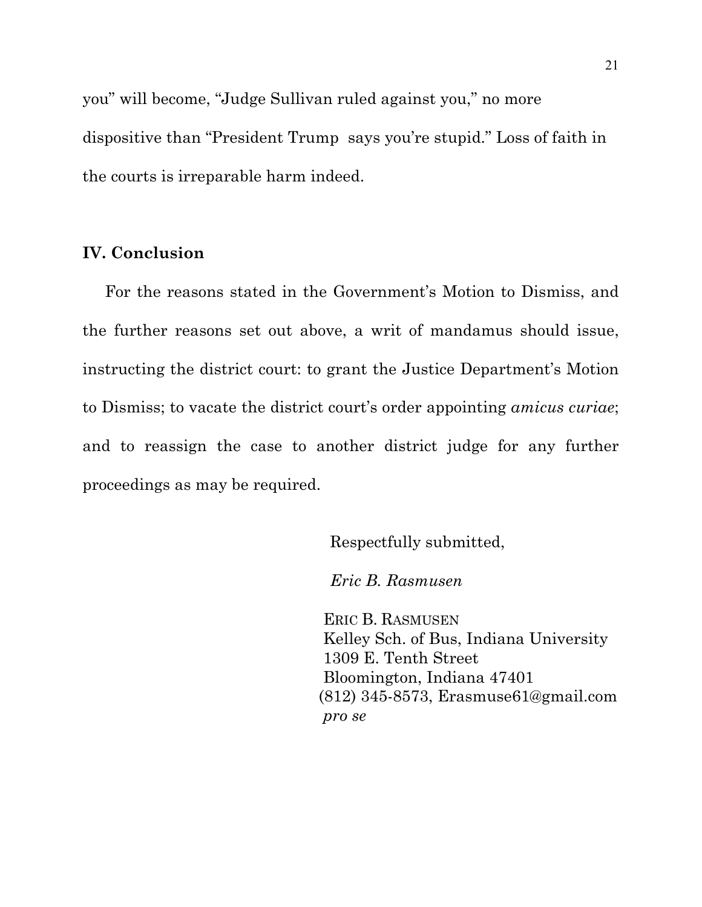you" will become, "Judge Sullivan ruled against you," no more dispositive than "President Trump says you're stupid." Loss of faith in the courts is irreparable harm indeed.

## IV. Conclusion

For the reasons stated in the Government's Motion to Dismiss, and the further reasons set out above, a writ of mandamus should issue, instructing the district court: to grant the Justice Department's Motion to Dismiss; to vacate the district court's order appointing *amicus curiae*; and to reassign the case to another district judge for any further proceedings as may be required.

Respectfully submitted,

*Eric B. Rasmusen*

ERIC B. RASMUSEN
Kelley Sch. of Bus, Indiana University
1309 E. Tenth Street
Bloomington, Indiana 47401
(812) 345-8573, Erasmuse61@gmail.com
*pro se*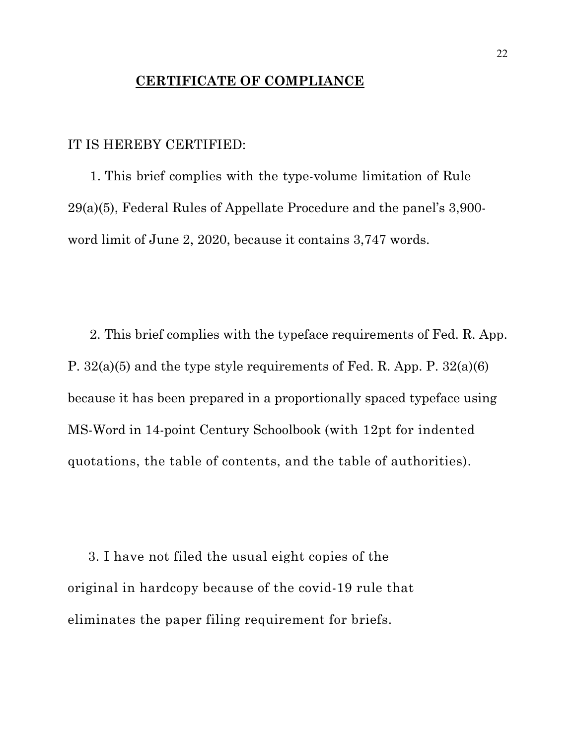## CERTIFICATE OF COMPLIANCE

IT IS HEREBY CERTIFIED:

1. This brief complies with the type-volume limitation of Rule 29(a)(5), Federal Rules of Appellate Procedure and the panel's 3,900-word limit of June 2, 2020, because it contains 3,747 words.

2. This brief complies with the typeface requirements of Fed. R. App. P. 32(a)(5) and the type style requirements of Fed. R. App. P. 32(a)(6) because it has been prepared in a proportionally spaced typeface using MS-Word in 14-point Century Schoolbook (with 12pt for indented quotations, the table of contents, and the table of authorities).

3. I have not filed the usual eight copies of the original in hardcopy because of the covid-19 rule that eliminates the paper filing requirement for briefs.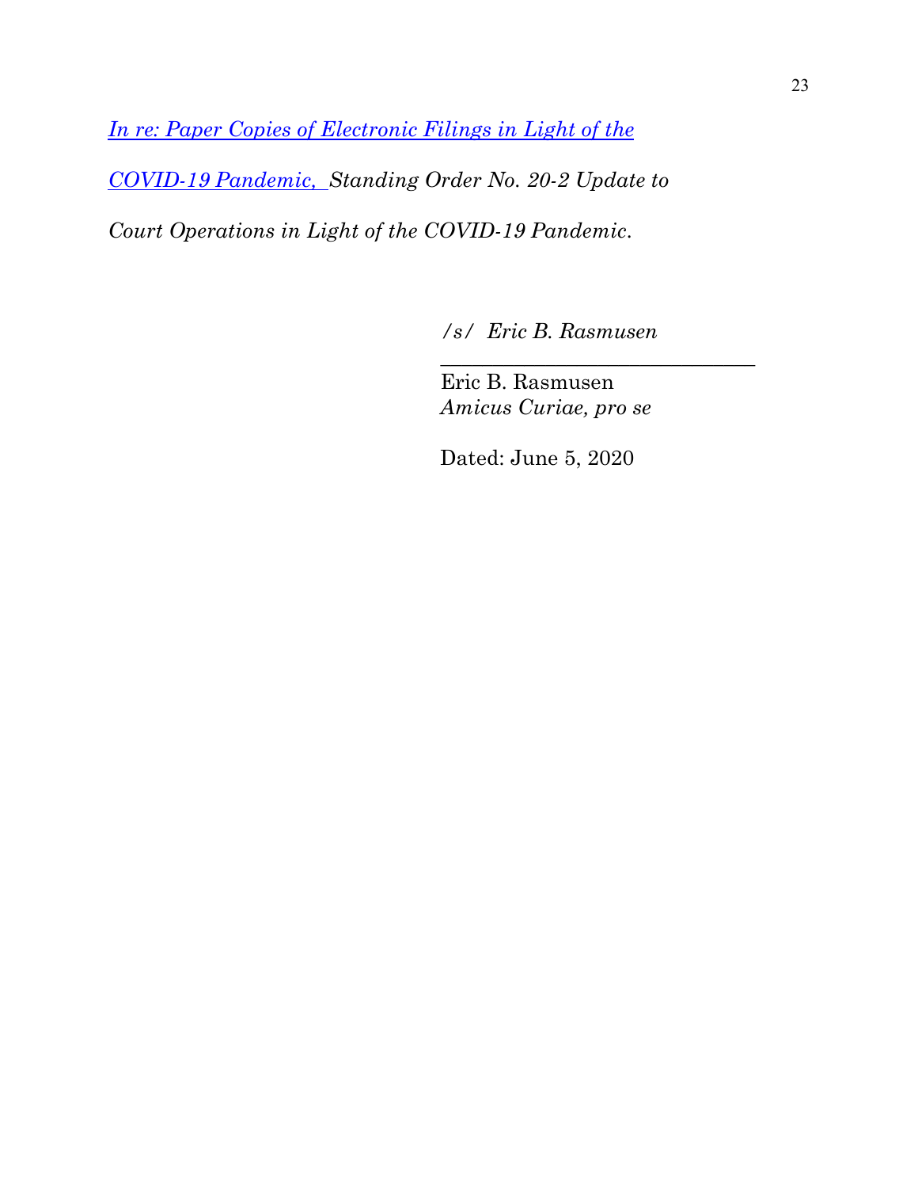*In re: Paper Copies of Electronic Filings in Light of the COVID-19 Pandemic, Standing Order No. 20-2 Update to Court Operations in Light of the COVID-19 Pandemic.*

/s/ *Eric B. Rasmusen*
\_\_\_\_\_\_\_\_\_\_\_\_\_\_\_\_\_\_\_\_\_\_\_\_\_\_\_\_\_\_
Eric B. Rasmusen
*Amicus Curiae, pro se*

Dated: June 5, 2020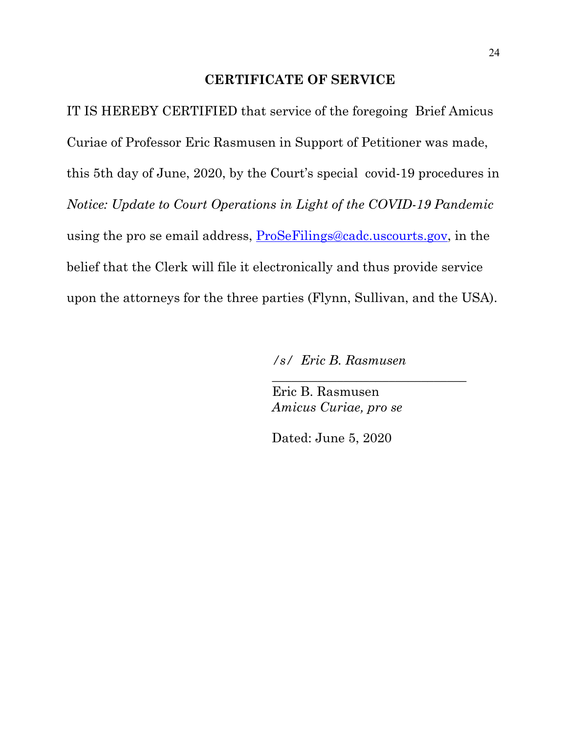## CERTIFICATE OF SERVICE

IT IS HEREBY CERTIFIED that service of the foregoing Brief Amicus Curiae of Professor Eric Rasmusen in Support of Petitioner was made, this 5th day of June, 2020, by the Court's special covid-19 procedures in *Notice: Update to Court Operations in Light of the COVID-19 Pandemic* using the pro se email address, ProSeFilings@cadc.uscourts.gov, in the belief that the Clerk will file it electronically and thus provide service upon the attorneys for the three parties (Flynn, Sullivan, and the USA).

*/s/ Eric B. Rasmusen*

Eric B. Rasmusen
*Amicus Curiae, pro se*

Dated: June 5, 2020